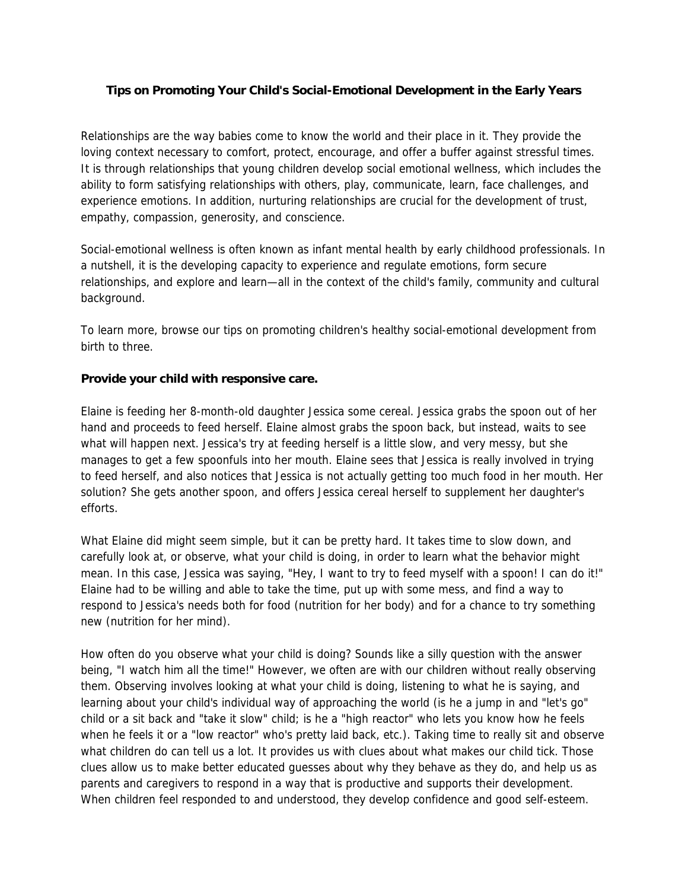# Tips on Promoting Your Child's Social-Emotional Development in the Early Years

Relationships are the way babies come to know the world and their place in it. They provide the loving context necessary to comfort, protect, encourage, and offer a buffer against stressful times. It is through relationships that young children develop social emotional wellness, which includes the ability to form satisfying relationships with others, play, communicate, learn, face challenges, and experience emotions. In addition, nurturing relationships are crucial for the development of trust, empathy, compassion, generosity, and conscience.

Social-emotional wellness is often known as infant mental health by early childhood professionals. In a nutshell, it is the developing capacity to experience and regulate emotions, form secure relationships, and explore and learn—all in the context of the child's family, community and cultural background.

To learn more, browse our tips on promoting children's healthy social-emotional development from birth to three.

**Provide your child with responsive care.**

Elaine is feeding her 8-month-old daughter Jessica some cereal. Jessica grabs the spoon out of her hand and proceeds to feed herself. Elaine almost grabs the spoon back, but instead, waits to see what will happen next. Jessica's try at feeding herself is a little slow, and very messy, but she manages to get a few spoonfuls into her mouth. Elaine sees that Jessica is really involved in trying to feed herself, and also notices that Jessica is not actually getting too much food in her mouth. Her solution? She gets another spoon, and offers Jessica cereal herself to supplement her daughter's efforts.

What Elaine did might seem simple, but it can be pretty hard. It takes time to slow down, and carefully look at, or observe, what your child is doing, in order to learn what the behavior might mean. In this case, Jessica was saying, "Hey, I want to try to feed myself with a spoon! I can do it!" Elaine had to be willing and able to take the time, put up with some mess, and find a way to respond to Jessica's needs both for food (nutrition for her body) and for a chance to try something new (nutrition for her mind).

How often do you observe what your child is doing? Sounds like a silly question with the answer being, "I watch him all the time!" However, we often are with our children without really observing them. Observing involves looking at what your child is doing, listening to what he is saying, and learning about your child's individual way of approaching the world (is he a jump in and "let's go" child or a sit back and "take it slow" child; is he a "high reactor" who lets you know how he feels when he feels it or a "low reactor" who's pretty laid back, etc.). Taking time to really sit and observe what children do can tell us a lot. It provides us with clues about what makes our child tick. Those clues allow us to make better educated guesses about why they behave as they do, and help us as parents and caregivers to respond in a way that is productive and supports their development. When children feel responded to and understood, they develop confidence and good self-esteem.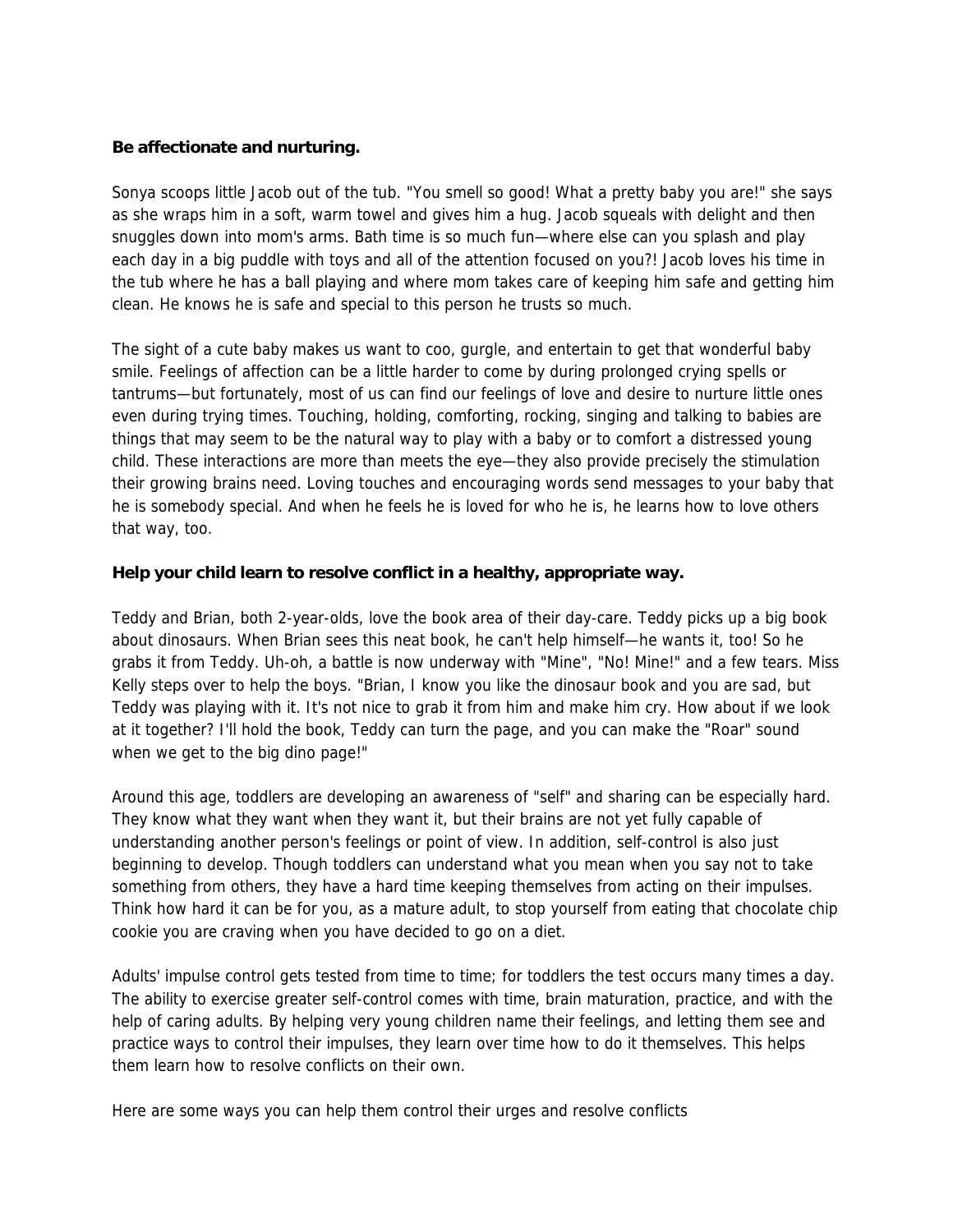**Be affectionate and nurturing.**

Sonya scoops little Jacob out of the tub. "You smell so good! What a pretty baby you are!" she says as she wraps him in a soft, warm towel and gives him a hug. Jacob squeals with delight and then snuggles down into mom's arms. Bath time is so much fun—where else can you splash and play each day in a big puddle with toys and all of the attention focused on you?! Jacob loves his time in the tub where he has a ball playing and where mom takes care of keeping him safe and getting him clean. He knows he is safe and special to this person he trusts so much.

The sight of a cute baby makes us want to coo, gurgle, and entertain to get that wonderful baby smile. Feelings of affection can be a little harder to come by during prolonged crying spells or tantrums—but fortunately, most of us can find our feelings of love and desire to nurture little ones even during trying times. Touching, holding, comforting, rocking, singing and talking to babies are things that may seem to be the natural way to play with a baby or to comfort a distressed young child. These interactions are more than meets the eye—they also provide precisely the stimulation their growing brains need. Loving touches and encouraging words send messages to your baby that he is somebody special. And when he feels he is loved for who he is, he learns how to love others that way, too.

**Help your child learn to resolve conflict in a healthy, appropriate way.**

Teddy and Brian, both 2-year-olds, love the book area of their day-care. Teddy picks up a big book about dinosaurs. When Brian sees this neat book, he can't help himself—he wants it, too! So he grabs it from Teddy. Uh-oh, a battle is now underway with "Mine", "No! Mine!" and a few tears. Miss Kelly steps over to help the boys. "Brian, I know you like the dinosaur book and you are sad, but Teddy was playing with it. It's not nice to grab it from him and make him cry. How about if we look at it together? I'll hold the book, Teddy can turn the page, and you can make the "Roar" sound when we get to the big dino page!"

Around this age, toddlers are developing an awareness of "self" and sharing can be especially hard. They know what they want when they want it, but their brains are not yet fully capable of understanding another person's feelings or point of view. In addition, self-control is also just beginning to develop. Though toddlers can understand what you mean when you say not to take something from others, they have a hard time keeping themselves from acting on their impulses. Think how hard it can be for you, as a mature adult, to stop yourself from eating that chocolate chip cookie you are craving when you have decided to go on a diet.

Adults' impulse control gets tested from time to time; for toddlers the test occurs many times a day. The ability to exercise greater self-control comes with time, brain maturation, practice, and with the help of caring adults. By helping very young children name their feelings, and letting them see and practice ways to control their impulses, they learn over time how to do it themselves. This helps them learn how to resolve conflicts on their own.

Here are some ways you can help them control their urges and resolve conflicts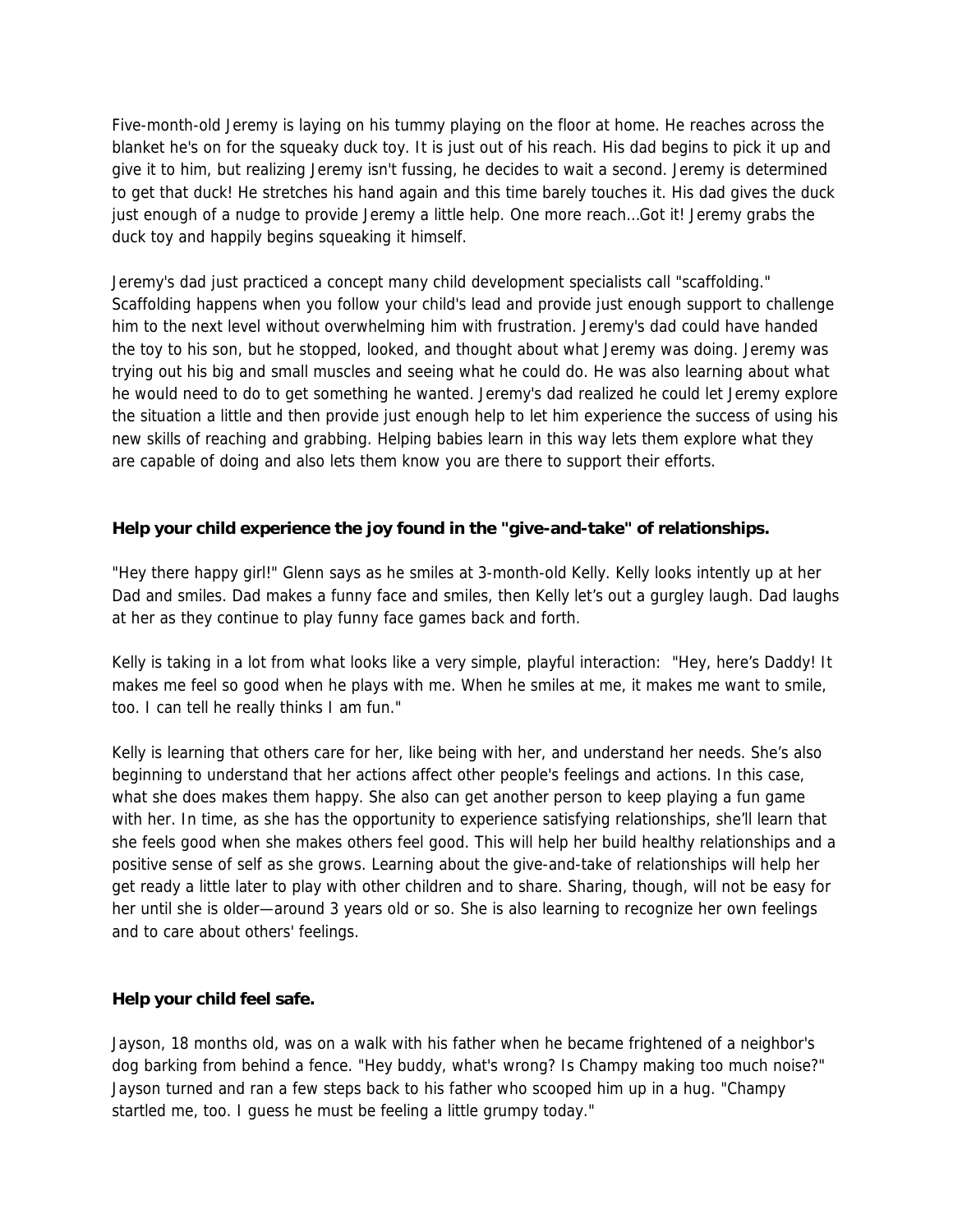Five-month-old Jeremy is laying on his tummy playing on the floor at home. He reaches across the blanket he's on for the squeaky duck toy. It is just out of his reach. His dad begins to pick it up and give it to him, but realizing Jeremy isn't fussing, he decides to wait a second. Jeremy is determined to get that duck! He stretches his hand again and this time barely touches it. His dad gives the duck just enough of a nudge to provide Jeremy a little help. One more reach...Got it! Jeremy grabs the duck toy and happily begins squeaking it himself.

Jeremy's dad just practiced a concept many child development specialists call "scaffolding." Scaffolding happens when you follow your child's lead and provide just enough support to challenge him to the next level without overwhelming him with frustration. Jeremy's dad could have handed the toy to his son, but he stopped, looked, and thought about what Jeremy was doing. Jeremy was trying out his big and small muscles and seeing what he could do. He was also learning about what he would need to do to get something he wanted. Jeremy's dad realized he could let Jeremy explore the situation a little and then provide just enough help to let him experience the success of using his new skills of reaching and grabbing. Helping babies learn in this way lets them explore what they are capable of doing and also lets them know you are there to support their efforts.

**Help your child experience the joy found in the "give-and-take" of relationships.**

"Hey there happy girl!" Glenn says as he smiles at 3-month-old Kelly. Kelly looks intently up at her Dad and smiles. Dad makes a funny face and smiles, then Kelly let's out a gurgley laugh. Dad laughs at her as they continue to play funny face games back and forth.

Kelly is taking in a lot from what looks like a very simple, playful interaction: "Hey, here's Daddy! It makes me feel so good when he plays with me. When he smiles at me, it makes me want to smile, too. I can tell he really thinks I am fun."

Kelly is learning that others care for her, like being with her, and understand her needs. She's also beginning to understand that her actions affect other people's feelings and actions. In this case, what she does makes them happy. She also can get another person to keep playing a fun game with her. In time, as she has the opportunity to experience satisfying relationships, she'll learn that she feels good when she makes others feel good. This will help her build healthy relationships and a positive sense of self as she grows. Learning about the give-and-take of relationships will help her get ready a little later to play with other children and to share. Sharing, though, will not be easy for her until she is older—around 3 years old or so. She is also learning to recognize her own feelings and to care about others' feelings.

**Help your child feel safe.**

Jayson, 18 months old, was on a walk with his father when he became frightened of a neighbor's dog barking from behind a fence. "Hey buddy, what's wrong? Is Champy making too much noise?" Jayson turned and ran a few steps back to his father who scooped him up in a hug. "Champy startled me, too. I guess he must be feeling a little grumpy today."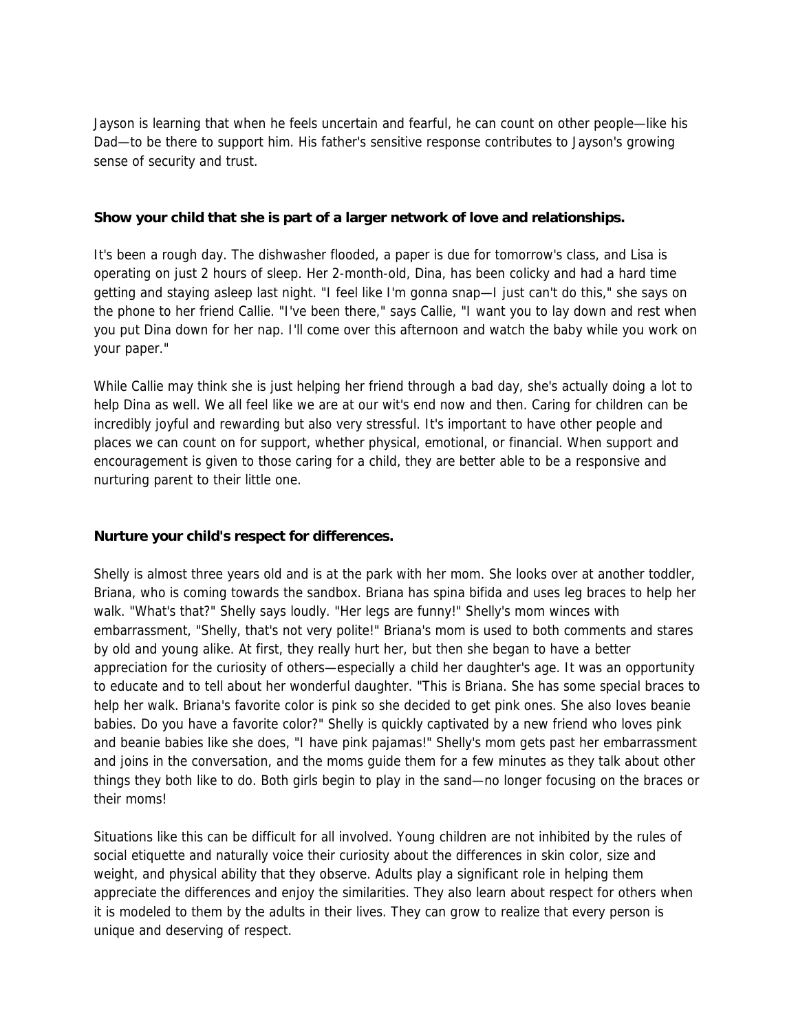Jayson is learning that when he feels uncertain and fearful, he can count on other people—like his Dad—to be there to support him. His father's sensitive response contributes to Jayson's growing sense of security and trust.

**Show your child that she is part of a larger network of love and relationships.**

It's been a rough day. The dishwasher flooded, a paper is due for tomorrow's class, and Lisa is operating on just 2 hours of sleep. Her 2-month-old, Dina, has been colicky and had a hard time getting and staying asleep last night. "I feel like I'm gonna snap—I just can't do this," she says on the phone to her friend Callie. "I've been there," says Callie, "I want you to lay down and rest when you put Dina down for her nap. I'll come over this afternoon and watch the baby while you work on your paper."

While Callie may think she is just helping her friend through a bad day, she's actually doing a lot to help Dina as well. We all feel like we are at our wit's end now and then. Caring for children can be incredibly joyful and rewarding but also very stressful. It's important to have other people and places we can count on for support, whether physical, emotional, or financial. When support and encouragement is given to those caring for a child, they are better able to be a responsive and nurturing parent to their little one.

**Nurture your child's respect for differences.**

Shelly is almost three years old and is at the park with her mom. She looks over at another toddler, Briana, who is coming towards the sandbox. Briana has spina bifida and uses leg braces to help her walk. "What's that?" Shelly says loudly. "Her legs are funny!" Shelly's mom winces with embarrassment, "Shelly, that's not very polite!" Briana's mom is used to both comments and stares by old and young alike. At first, they really hurt her, but then she began to have a better appreciation for the curiosity of others—especially a child her daughter's age. It was an opportunity to educate and to tell about her wonderful daughter. "This is Briana. She has some special braces to help her walk. Briana's favorite color is pink so she decided to get pink ones. She also loves beanie babies. Do you have a favorite color?" Shelly is quickly captivated by a new friend who loves pink and beanie babies like she does, "I have pink pajamas!" Shelly's mom gets past her embarrassment and joins in the conversation, and the moms guide them for a few minutes as they talk about other things they both like to do. Both girls begin to play in the sand—no longer focusing on the braces or their moms!

Situations like this can be difficult for all involved. Young children are not inhibited by the rules of social etiquette and naturally voice their curiosity about the differences in skin color, size and weight, and physical ability that they observe. Adults play a significant role in helping them appreciate the differences and enjoy the similarities. They also learn about respect for others when it is modeled to them by the adults in their lives. They can grow to realize that every person is unique and deserving of respect.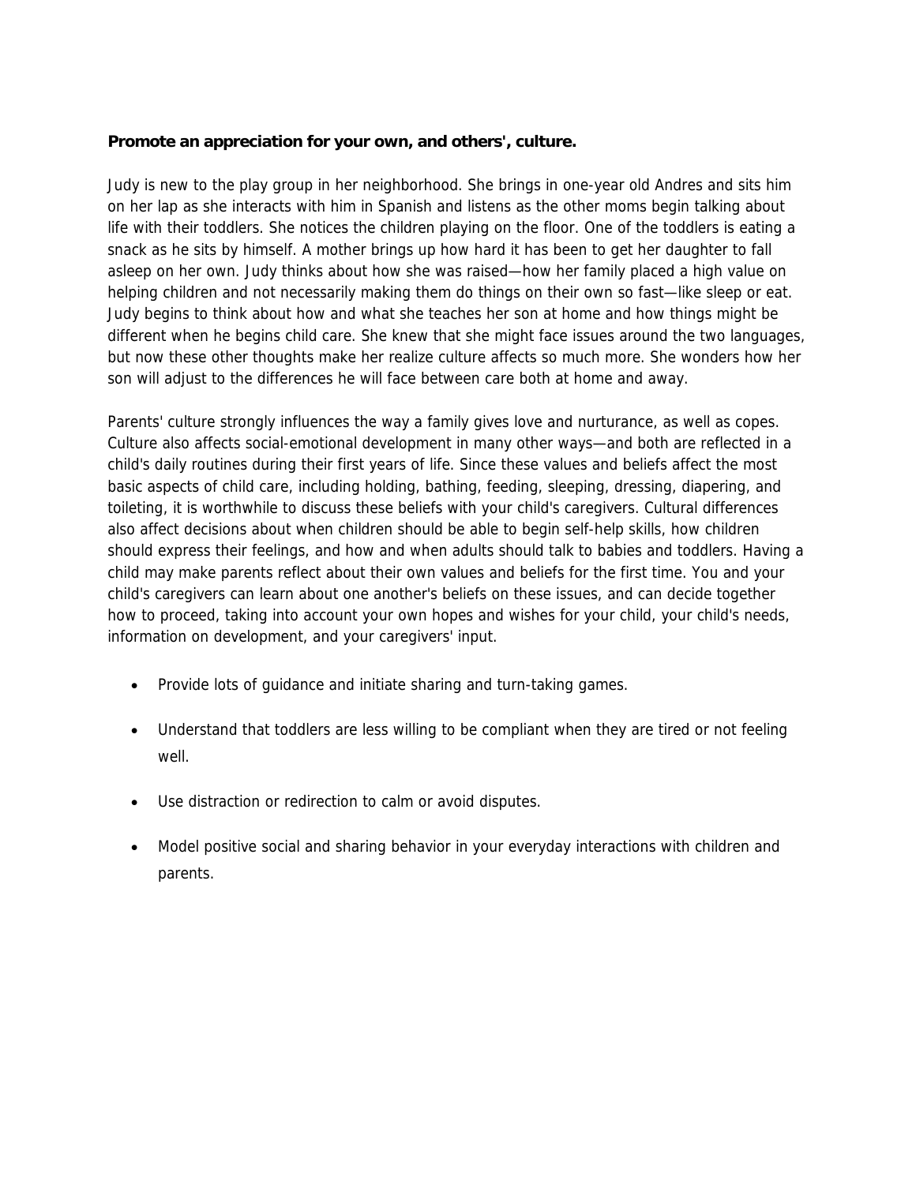**Promote an appreciation for your own, and others', culture.**

Judy is new to the play group in her neighborhood. She brings in one-year old Andres and sits him on her lap as she interacts with him in Spanish and listens as the other moms begin talking about life with their toddlers. She notices the children playing on the floor. One of the toddlers is eating a snack as he sits by himself. A mother brings up how hard it has been to get her daughter to fall asleep on her own. Judy thinks about how she was raised—how her family placed a high value on helping children and not necessarily making them do things on their own so fast—like sleep or eat. Judy begins to think about how and what she teaches her son at home and how things might be different when he begins child care. She knew that she might face issues around the two languages, but now these other thoughts make her realize culture affects so much more. She wonders how her son will adjust to the differences he will face between care both at home and away.

Parents' culture strongly influences the way a family gives love and nurturance, as well as copes. Culture also affects social-emotional development in many other ways—and both are reflected in a child's daily routines during their first years of life. Since these values and beliefs affect the most basic aspects of child care, including holding, bathing, feeding, sleeping, dressing, diapering, and toileting, it is worthwhile to discuss these beliefs with your child's caregivers. Cultural differences also affect decisions about when children should be able to begin self-help skills, how children should express their feelings, and how and when adults should talk to babies and toddlers. Having a child may make parents reflect about their own values and beliefs for the first time. You and your child's caregivers can learn about one another's beliefs on these issues, and can decide together how to proceed, taking into account your own hopes and wishes for your child, your child's needs, information on development, and your caregivers' input.

- Provide lots of guidance and initiate sharing and turn-taking games.
- Understand that toddlers are less willing to be compliant when they are tired or not feeling well.
- Use distraction or redirection to calm or avoid disputes.
- Model positive social and sharing behavior in your everyday interactions with children and parents.